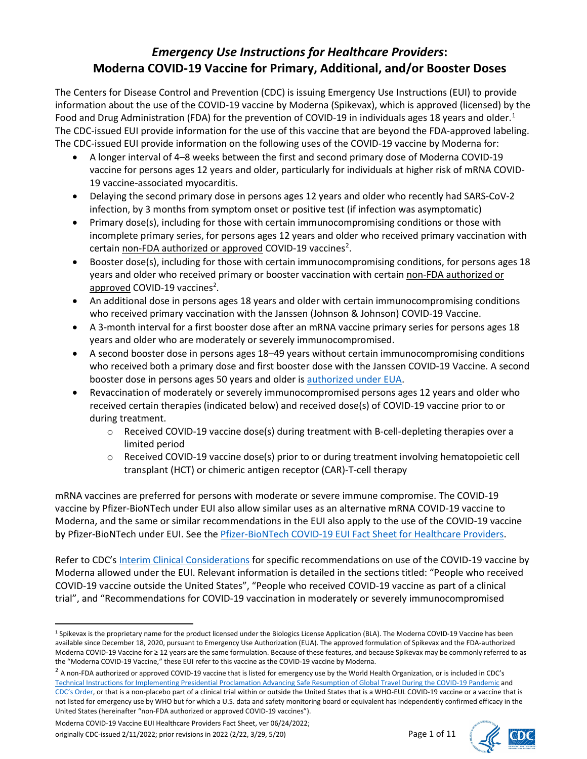# *Emergency Use Instructions for Healthcare Providers*: Moderna COVID-19 Vaccine for Primary, Additional, and/or Booster Doses

The Centers for Disease Control and Prevention (CDC) is issuing Emergency Use Instructions (EUI) to provide information about the use of the COVID-19 vaccine by Moderna (Spikevax), which is approved (licensed) by the Food and Drug Administration (FDA) for the prevention of COVID-19 in individuals ages 18 years and older.[1] The CDC-issued EUI provide information for the use of this vaccine that are beyond the FDA-approved labeling. The CDC-issued EUI provide information on the following uses of the COVID-19 vaccine by Moderna for:

- A longer interval of 4–8 weeks between the first and second primary dose of Moderna COVID-19 vaccine for persons ages 12 years and older, particularly for individuals at higher risk of mRNA COVID-19 vaccine-associated myocarditis.
- Delaying the second primary dose in persons ages 12 years and older who recently had SARS-CoV-2 infection, by 3 months from symptom onset or positive test (if infection was asymptomatic)
- Primary dose(s), including for those with certain immunocompromising conditions or those with incomplete primary series, for persons ages 12 years and older who received primary vaccination with certain non-FDA authorized or approved COVID-19 vaccines[2].
- Booster dose(s), including for those with certain immunocompromising conditions, for persons ages 18 years and older who received primary or booster vaccination with certain non-FDA authorized or approved COVID-19 vaccines[2].
- An additional dose in persons ages 18 years and older with certain immunocompromising conditions who received primary vaccination with the Janssen (Johnson & Johnson) COVID-19 Vaccine.
- A 3-month interval for a first booster dose after an mRNA vaccine primary series for persons ages 18 years and older who are moderately or severely immunocompromised.
- A second booster dose in persons ages 18–49 years without certain immunocompromising conditions who received both a primary dose and first booster dose with the Janssen COVID-19 Vaccine. A second booster dose in persons ages 50 years and older is authorized under EUA.
- Revaccination of moderately or severely immunocompromised persons ages 12 years and older who received certain therapies (indicated below) and received dose(s) of COVID-19 vaccine prior to or during treatment.
  - Received COVID-19 vaccine dose(s) during treatment with B-cell-depleting therapies over a limited period
  - Received COVID-19 vaccine dose(s) prior to or during treatment involving hematopoietic cell transplant (HCT) or chimeric antigen receptor (CAR)-T-cell therapy

mRNA vaccines are preferred for persons with moderate or severe immune compromise. The COVID-19 vaccine by Pfizer-BioNTech under EUI also allow similar uses as an alternative mRNA COVID-19 vaccine to Moderna, and the same or similar recommendations in the EUI also apply to the use of the COVID-19 vaccine by Pfizer-BioNTech under EUI. See the Pfizer-BioNTech COVID-19 EUI Fact Sheet for Healthcare Providers.

Refer to CDC's Interim Clinical Considerations for specific recommendations on use of the COVID-19 vaccine by Moderna allowed under the EUI. Relevant information is detailed in the sections titled: "People who received COVID-19 vaccine outside the United States", "People who received COVID-19 vaccine as part of a clinical trial", and "Recommendations for COVID-19 vaccination in moderately or severely immunocompromised

---

[1] Spikevax is the proprietary name for the product licensed under the Biologics License Application (BLA). The Moderna COVID-19 Vaccine has been available since December 18, 2020, pursuant to Emergency Use Authorization (EUA). The approved formulation of Spikevax and the FDA-authorized Moderna COVID-19 Vaccine for ≥ 12 years are the same formulation. Because of these features, and because Spikevax may be commonly referred to as the "Moderna COVID-19 Vaccine," these EUI refer to this vaccine as the COVID-19 vaccine by Moderna.

[2] A non-FDA authorized or approved COVID-19 vaccine that is listed for emergency use by the World Health Organization, or is included in CDC's Technical Instructions for Implementing Presidential Proclamation Advancing Safe Resumption of Global Travel During the COVID-19 Pandemic and CDC's Order, or that is a non-placebo part of a clinical trial within or outside the United States that is a WHO-EUL COVID-19 vaccine or a vaccine that is not listed for emergency use by WHO but for which a U.S. data and safety monitoring board or equivalent has independently confirmed efficacy in the United States (hereinafter "non-FDA authorized or approved COVID-19 vaccines").

Moderna COVID-19 Vaccine EUI Healthcare Providers Fact Sheet, ver 06/24/2022; originally CDC-issued 2/11/2022; prior revisions in 2022 (2/22, 3/29, 5/20)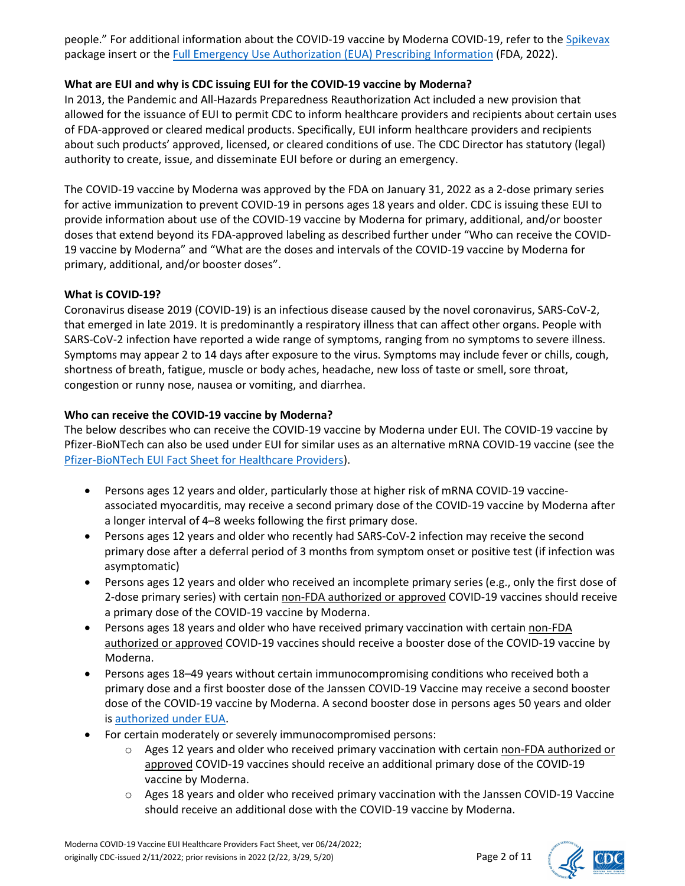people." For additional information about the COVID-19 vaccine by Moderna COVID-19, refer to the Spikevax package insert or the Full Emergency Use Authorization (EUA) Prescribing Information (FDA, 2022).

**What are EUI and why is CDC issuing EUI for the COVID-19 vaccine by Moderna?**
In 2013, the Pandemic and All-Hazards Preparedness Reauthorization Act included a new provision that allowed for the issuance of EUI to permit CDC to inform healthcare providers and recipients about certain uses of FDA-approved or cleared medical products. Specifically, EUI inform healthcare providers and recipients about such products' approved, licensed, or cleared conditions of use. The CDC Director has statutory (legal) authority to create, issue, and disseminate EUI before or during an emergency.

The COVID-19 vaccine by Moderna was approved by the FDA on January 31, 2022 as a 2-dose primary series for active immunization to prevent COVID-19 in persons ages 18 years and older. CDC is issuing these EUI to provide information about use of the COVID-19 vaccine by Moderna for primary, additional, and/or booster doses that extend beyond its FDA-approved labeling as described further under "Who can receive the COVID-19 vaccine by Moderna" and "What are the doses and intervals of the COVID-19 vaccine by Moderna for primary, additional, and/or booster doses".

**What is COVID-19?**
Coronavirus disease 2019 (COVID-19) is an infectious disease caused by the novel coronavirus, SARS-CoV-2, that emerged in late 2019. It is predominantly a respiratory illness that can affect other organs. People with SARS-CoV-2 infection have reported a wide range of symptoms, ranging from no symptoms to severe illness. Symptoms may appear 2 to 14 days after exposure to the virus. Symptoms may include fever or chills, cough, shortness of breath, fatigue, muscle or body aches, headache, new loss of taste or smell, sore throat, congestion or runny nose, nausea or vomiting, and diarrhea.

**Who can receive the COVID-19 vaccine by Moderna?**
The below describes who can receive the COVID-19 vaccine by Moderna under EUI. The COVID-19 vaccine by Pfizer-BioNTech can also be used under EUI for similar uses as an alternative mRNA COVID-19 vaccine (see the Pfizer-BioNTech EUI Fact Sheet for Healthcare Providers).

- Persons ages 12 years and older, particularly those at higher risk of mRNA COVID-19 vaccine-associated myocarditis, may receive a second primary dose of the COVID-19 vaccine by Moderna after a longer interval of 4–8 weeks following the first primary dose.
- Persons ages 12 years and older who recently had SARS-CoV-2 infection may receive the second primary dose after a deferral period of 3 months from symptom onset or positive test (if infection was asymptomatic)
- Persons ages 12 years and older who received an incomplete primary series (e.g., only the first dose of 2-dose primary series) with certain non-FDA authorized or approved COVID-19 vaccines should receive a primary dose of the COVID-19 vaccine by Moderna.
- Persons ages 18 years and older who have received primary vaccination with certain non-FDA authorized or approved COVID-19 vaccines should receive a booster dose of the COVID-19 vaccine by Moderna.
- Persons ages 18–49 years without certain immunocompromising conditions who received both a primary dose and a first booster dose of the Janssen COVID-19 Vaccine may receive a second booster dose of the COVID-19 vaccine by Moderna. A second booster dose in persons ages 50 years and older is authorized under EUA.
- For certain moderately or severely immunocompromised persons:
  - Ages 12 years and older who received primary vaccination with certain non-FDA authorized or approved COVID-19 vaccines should receive an additional primary dose of the COVID-19 vaccine by Moderna.
  - Ages 18 years and older who received primary vaccination with the Janssen COVID-19 Vaccine should receive an additional dose with the COVID-19 vaccine by Moderna.

Moderna COVID-19 Vaccine EUI Healthcare Providers Fact Sheet, ver 06/24/2022; originally CDC-issued 2/11/2022; prior revisions in 2022 (2/22, 3/29, 5/20)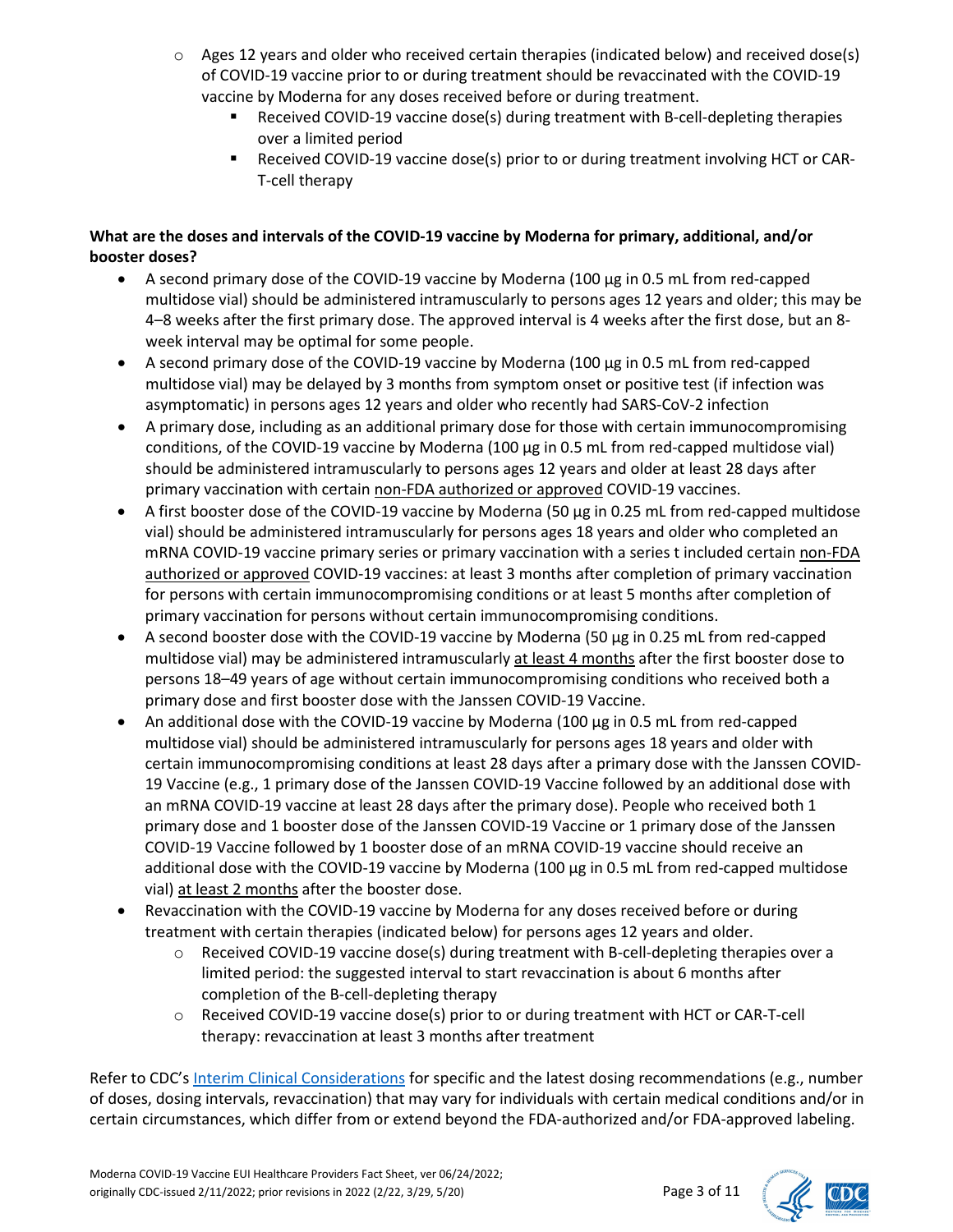- Ages 12 years and older who received certain therapies (indicated below) and received dose(s) of COVID-19 vaccine prior to or during treatment should be revaccinated with the COVID-19 vaccine by Moderna for any doses received before or during treatment.
    - Received COVID-19 vaccine dose(s) during treatment with B-cell-depleting therapies over a limited period
    - Received COVID-19 vaccine dose(s) prior to or during treatment involving HCT or CAR-T-cell therapy

**What are the doses and intervals of the COVID-19 vaccine by Moderna for primary, additional, and/or booster doses?**

- A second primary dose of the COVID-19 vaccine by Moderna (100 µg in 0.5 mL from red-capped multidose vial) should be administered intramuscularly to persons ages 12 years and older; this may be 4–8 weeks after the first primary dose. The approved interval is 4 weeks after the first dose, but an 8-week interval may be optimal for some people.
- A second primary dose of the COVID-19 vaccine by Moderna (100 µg in 0.5 mL from red-capped multidose vial) may be delayed by 3 months from symptom onset or positive test (if infection was asymptomatic) in persons ages 12 years and older who recently had SARS-CoV-2 infection
- A primary dose, including as an additional primary dose for those with certain immunocompromising conditions, of the COVID-19 vaccine by Moderna (100 µg in 0.5 mL from red-capped multidose vial) should be administered intramuscularly to persons ages 12 years and older at least 28 days after primary vaccination with certain non-FDA authorized or approved COVID-19 vaccines.
- A first booster dose of the COVID-19 vaccine by Moderna (50 µg in 0.25 mL from red-capped multidose vial) should be administered intramuscularly for persons ages 18 years and older who completed an mRNA COVID-19 vaccine primary series or primary vaccination with a series t included certain non-FDA authorized or approved COVID-19 vaccines: at least 3 months after completion of primary vaccination for persons with certain immunocompromising conditions or at least 5 months after completion of primary vaccination for persons without certain immunocompromising conditions.
- A second booster dose with the COVID-19 vaccine by Moderna (50 µg in 0.25 mL from red-capped multidose vial) may be administered intramuscularly at least 4 months after the first booster dose to persons 18–49 years of age without certain immunocompromising conditions who received both a primary dose and first booster dose with the Janssen COVID-19 Vaccine.
- An additional dose with the COVID-19 vaccine by Moderna (100 µg in 0.5 mL from red-capped multidose vial) should be administered intramuscularly for persons ages 18 years and older with certain immunocompromising conditions at least 28 days after a primary dose with the Janssen COVID-19 Vaccine (e.g., 1 primary dose of the Janssen COVID-19 Vaccine followed by an additional dose with an mRNA COVID-19 vaccine at least 28 days after the primary dose). People who received both 1 primary dose and 1 booster dose of the Janssen COVID-19 Vaccine or 1 primary dose of the Janssen COVID-19 Vaccine followed by 1 booster dose of an mRNA COVID-19 vaccine should receive an additional dose with the COVID-19 vaccine by Moderna (100 µg in 0.5 mL from red-capped multidose vial) at least 2 months after the booster dose.
- Revaccination with the COVID-19 vaccine by Moderna for any doses received before or during treatment with certain therapies (indicated below) for persons ages 12 years and older.
    - Received COVID-19 vaccine dose(s) during treatment with B-cell-depleting therapies over a limited period: the suggested interval to start revaccination is about 6 months after completion of the B-cell-depleting therapy
    - Received COVID-19 vaccine dose(s) prior to or during treatment with HCT or CAR-T-cell therapy: revaccination at least 3 months after treatment

Refer to CDC's Interim Clinical Considerations for specific and the latest dosing recommendations (e.g., number of doses, dosing intervals, revaccination) that may vary for individuals with certain medical conditions and/or in certain circumstances, which differ from or extend beyond the FDA-authorized and/or FDA-approved labeling.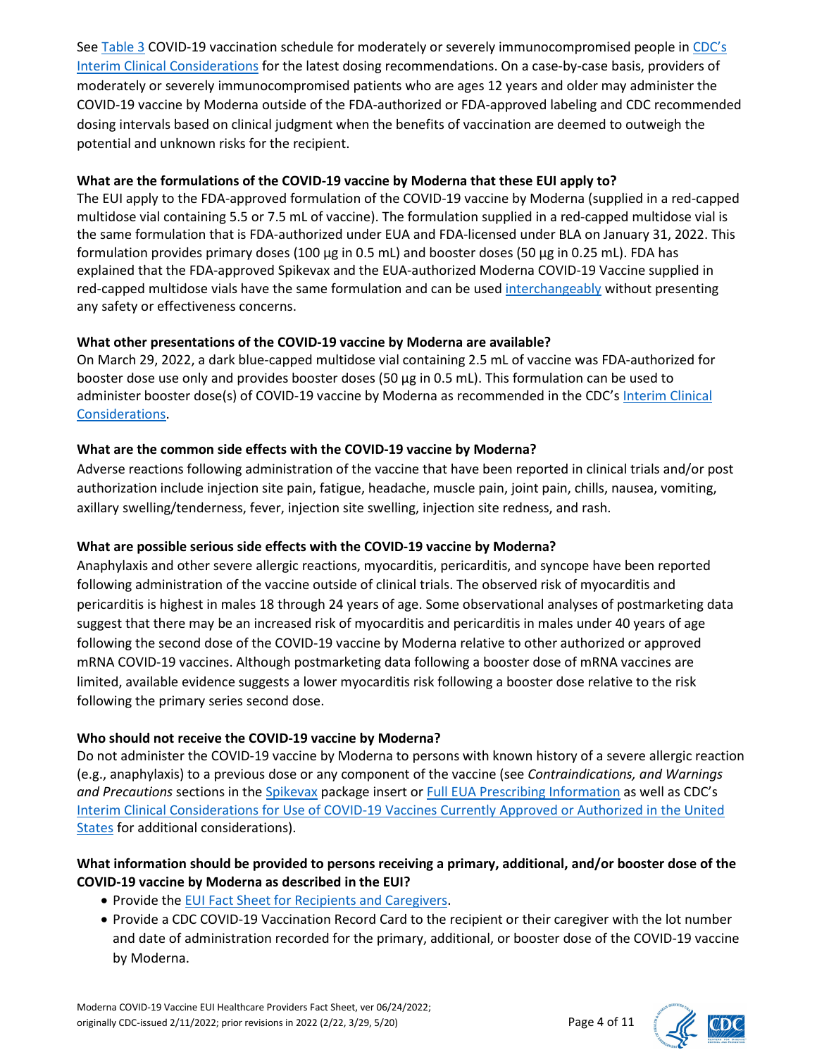See Table 3 COVID-19 vaccination schedule for moderately or severely immunocompromised people in CDC's Interim Clinical Considerations for the latest dosing recommendations. On a case-by-case basis, providers of moderately or severely immunocompromised patients who are ages 12 years and older may administer the COVID-19 vaccine by Moderna outside of the FDA-authorized or FDA-approved labeling and CDC recommended dosing intervals based on clinical judgment when the benefits of vaccination are deemed to outweigh the potential and unknown risks for the recipient.

**What are the formulations of the COVID-19 vaccine by Moderna that these EUI apply to?**

The EUI apply to the FDA-approved formulation of the COVID-19 vaccine by Moderna (supplied in a red-capped multidose vial containing 5.5 or 7.5 mL of vaccine). The formulation supplied in a red-capped multidose vial is the same formulation that is FDA-authorized under EUA and FDA-licensed under BLA on January 31, 2022. This formulation provides primary doses (100 µg in 0.5 mL) and booster doses (50 µg in 0.25 mL). FDA has explained that the FDA-approved Spikevax and the EUA-authorized Moderna COVID-19 Vaccine supplied in red-capped multidose vials have the same formulation and can be used interchangeably without presenting any safety or effectiveness concerns.

**What other presentations of the COVID-19 vaccine by Moderna are available?**

On March 29, 2022, a dark blue-capped multidose vial containing 2.5 mL of vaccine was FDA-authorized for booster dose use only and provides booster doses (50 µg in 0.5 mL). This formulation can be used to administer booster dose(s) of COVID-19 vaccine by Moderna as recommended in the CDC's Interim Clinical Considerations.

**What are the common side effects with the COVID-19 vaccine by Moderna?**

Adverse reactions following administration of the vaccine that have been reported in clinical trials and/or post authorization include injection site pain, fatigue, headache, muscle pain, joint pain, chills, nausea, vomiting, axillary swelling/tenderness, fever, injection site swelling, injection site redness, and rash.

**What are possible serious side effects with the COVID-19 vaccine by Moderna?**

Anaphylaxis and other severe allergic reactions, myocarditis, pericarditis, and syncope have been reported following administration of the vaccine outside of clinical trials. The observed risk of myocarditis and pericarditis is highest in males 18 through 24 years of age. Some observational analyses of postmarketing data suggest that there may be an increased risk of myocarditis and pericarditis in males under 40 years of age following the second dose of the COVID-19 vaccine by Moderna relative to other authorized or approved mRNA COVID-19 vaccines. Although postmarketing data following a booster dose of mRNA vaccines are limited, available evidence suggests a lower myocarditis risk following a booster dose relative to the risk following the primary series second dose.

**Who should not receive the COVID-19 vaccine by Moderna?**

Do not administer the COVID-19 vaccine by Moderna to persons with known history of a severe allergic reaction (e.g., anaphylaxis) to a previous dose or any component of the vaccine (see *Contraindications, and Warnings and Precautions* sections in the Spikevax package insert or Full EUA Prescribing Information as well as CDC's Interim Clinical Considerations for Use of COVID-19 Vaccines Currently Approved or Authorized in the United States for additional considerations).

**What information should be provided to persons receiving a primary, additional, and/or booster dose of the COVID-19 vaccine by Moderna as described in the EUI?**

- Provide the EUI Fact Sheet for Recipients and Caregivers.
- Provide a CDC COVID-19 Vaccination Record Card to the recipient or their caregiver with the lot number and date of administration recorded for the primary, additional, or booster dose of the COVID-19 vaccine by Moderna.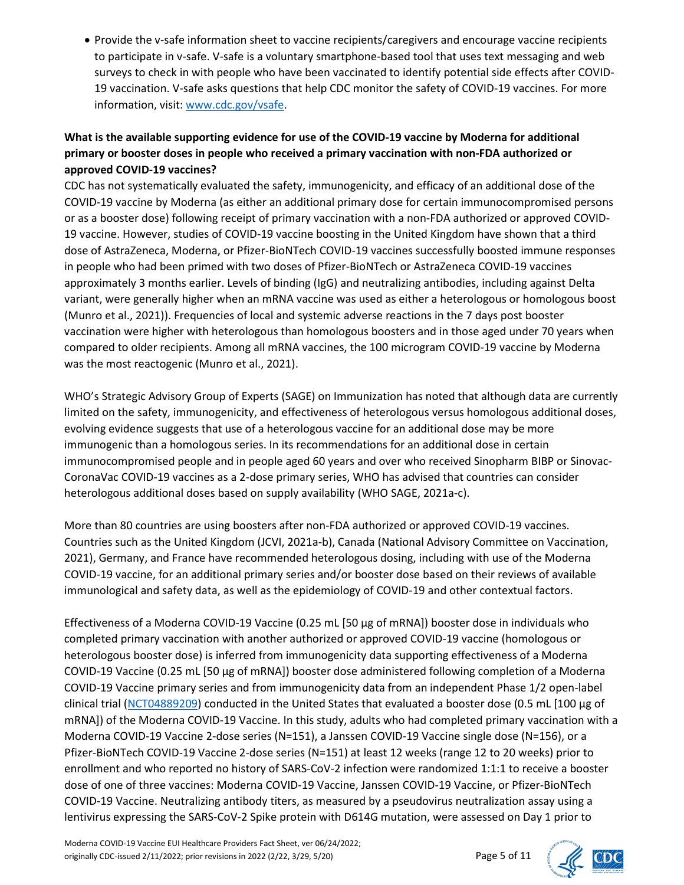- Provide the v-safe information sheet to vaccine recipients/caregivers and encourage vaccine recipients to participate in v-safe. V-safe is a voluntary smartphone-based tool that uses text messaging and web surveys to check in with people who have been vaccinated to identify potential side effects after COVID-19 vaccination. V-safe asks questions that help CDC monitor the safety of COVID-19 vaccines. For more information, visit: www.cdc.gov/vsafe.

**What is the available supporting evidence for use of the COVID-19 vaccine by Moderna for additional primary or booster doses in people who received a primary vaccination with non-FDA authorized or approved COVID-19 vaccines?**

CDC has not systematically evaluated the safety, immunogenicity, and efficacy of an additional dose of the COVID-19 vaccine by Moderna (as either an additional primary dose for certain immunocompromised persons or as a booster dose) following receipt of primary vaccination with a non-FDA authorized or approved COVID-19 vaccine. However, studies of COVID-19 vaccine boosting in the United Kingdom have shown that a third dose of AstraZeneca, Moderna, or Pfizer-BioNTech COVID-19 vaccines successfully boosted immune responses in people who had been primed with two doses of Pfizer-BioNTech or AstraZeneca COVID-19 vaccines approximately 3 months earlier. Levels of binding (IgG) and neutralizing antibodies, including against Delta variant, were generally higher when an mRNA vaccine was used as either a heterologous or homologous boost (Munro et al., 2021)). Frequencies of local and systemic adverse reactions in the 7 days post booster vaccination were higher with heterologous than homologous boosters and in those aged under 70 years when compared to older recipients. Among all mRNA vaccines, the 100 microgram COVID-19 vaccine by Moderna was the most reactogenic (Munro et al., 2021).

WHO's Strategic Advisory Group of Experts (SAGE) on Immunization has noted that although data are currently limited on the safety, immunogenicity, and effectiveness of heterologous versus homologous additional doses, evolving evidence suggests that use of a heterologous vaccine for an additional dose may be more immunogenic than a homologous series. In its recommendations for an additional dose in certain immunocompromised people and in people aged 60 years and over who received Sinopharm BIBP or Sinovac-CoronaVac COVID-19 vaccines as a 2-dose primary series, WHO has advised that countries can consider heterologous additional doses based on supply availability (WHO SAGE, 2021a-c).

More than 80 countries are using boosters after non-FDA authorized or approved COVID-19 vaccines. Countries such as the United Kingdom (JCVI, 2021a-b), Canada (National Advisory Committee on Vaccination, 2021), Germany, and France have recommended heterologous dosing, including with use of the Moderna COVID-19 vaccine, for an additional primary series and/or booster dose based on their reviews of available immunological and safety data, as well as the epidemiology of COVID-19 and other contextual factors.

Effectiveness of a Moderna COVID-19 Vaccine (0.25 mL [50 µg of mRNA]) booster dose in individuals who completed primary vaccination with another authorized or approved COVID-19 vaccine (homologous or heterologous booster dose) is inferred from immunogenicity data supporting effectiveness of a Moderna COVID-19 Vaccine (0.25 mL [50 µg of mRNA]) booster dose administered following completion of a Moderna COVID-19 Vaccine primary series and from immunogenicity data from an independent Phase 1/2 open-label clinical trial (NCT04889209) conducted in the United States that evaluated a booster dose (0.5 mL [100 µg of mRNA]) of the Moderna COVID-19 Vaccine. In this study, adults who had completed primary vaccination with a Moderna COVID-19 Vaccine 2-dose series (N=151), a Janssen COVID-19 Vaccine single dose (N=156), or a Pfizer-BioNTech COVID-19 Vaccine 2-dose series (N=151) at least 12 weeks (range 12 to 20 weeks) prior to enrollment and who reported no history of SARS-CoV-2 infection were randomized 1:1:1 to receive a booster dose of one of three vaccines: Moderna COVID-19 Vaccine, Janssen COVID-19 Vaccine, or Pfizer-BioNTech COVID-19 Vaccine. Neutralizing antibody titers, as measured by a pseudovirus neutralization assay using a lentivirus expressing the SARS-CoV-2 Spike protein with D614G mutation, were assessed on Day 1 prior to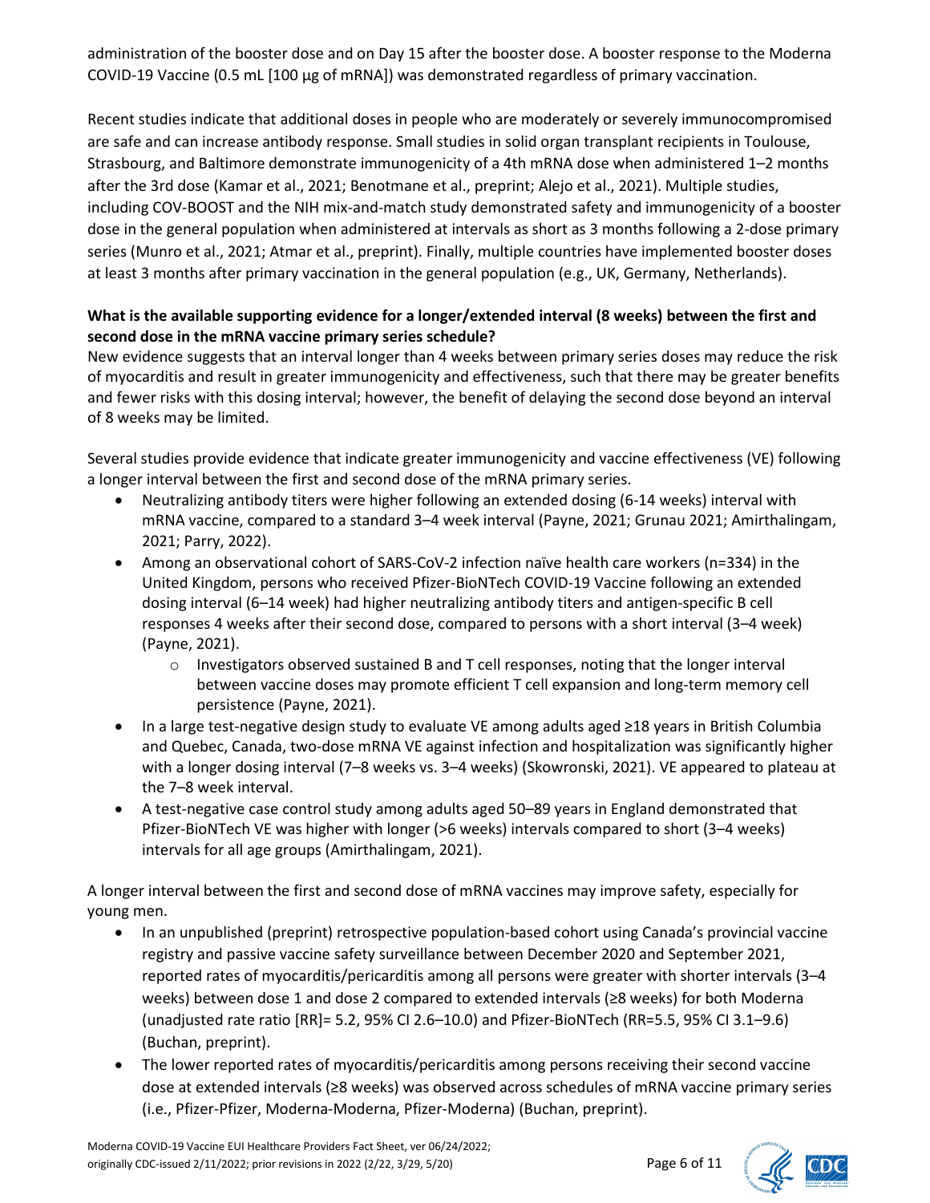administration of the booster dose and on Day 15 after the booster dose. A booster response to the Moderna COVID-19 Vaccine (0.5 mL [100 µg of mRNA]) was demonstrated regardless of primary vaccination.

Recent studies indicate that additional doses in people who are moderately or severely immunocompromised are safe and can increase antibody response. Small studies in solid organ transplant recipients in Toulouse, Strasbourg, and Baltimore demonstrate immunogenicity of a 4th mRNA dose when administered 1–2 months after the 3rd dose (Kamar et al., 2021; Benotmane et al., preprint; Alejo et al., 2021). Multiple studies, including COV-BOOST and the NIH mix-and-match study demonstrated safety and immunogenicity of a booster dose in the general population when administered at intervals as short as 3 months following a 2-dose primary series (Munro et al., 2021; Atmar et al., preprint). Finally, multiple countries have implemented booster doses at least 3 months after primary vaccination in the general population (e.g., UK, Germany, Netherlands).

**What is the available supporting evidence for a longer/extended interval (8 weeks) between the first and second dose in the mRNA vaccine primary series schedule?**

New evidence suggests that an interval longer than 4 weeks between primary series doses may reduce the risk of myocarditis and result in greater immunogenicity and effectiveness, such that there may be greater benefits and fewer risks with this dosing interval; however, the benefit of delaying the second dose beyond an interval of 8 weeks may be limited.

Several studies provide evidence that indicate greater immunogenicity and vaccine effectiveness (VE) following a longer interval between the first and second dose of the mRNA primary series.

- Neutralizing antibody titers were higher following an extended dosing (6-14 weeks) interval with mRNA vaccine, compared to a standard 3–4 week interval (Payne, 2021; Grunau 2021; Amirthalingam, 2021; Parry, 2022).
- Among an observational cohort of SARS-CoV-2 infection naïve health care workers (n=334) in the United Kingdom, persons who received Pfizer-BioNTech COVID-19 Vaccine following an extended dosing interval (6–14 week) had higher neutralizing antibody titers and antigen-specific B cell responses 4 weeks after their second dose, compared to persons with a short interval (3–4 week) (Payne, 2021).
    - Investigators observed sustained B and T cell responses, noting that the longer interval between vaccine doses may promote efficient T cell expansion and long-term memory cell persistence (Payne, 2021).
- In a large test-negative design study to evaluate VE among adults aged ≥18 years in British Columbia and Quebec, Canada, two-dose mRNA VE against infection and hospitalization was significantly higher with a longer dosing interval (7–8 weeks vs. 3–4 weeks) (Skowronski, 2021). VE appeared to plateau at the 7–8 week interval.
- A test-negative case control study among adults aged 50–89 years in England demonstrated that Pfizer-BioNTech VE was higher with longer (>6 weeks) intervals compared to short (3–4 weeks) intervals for all age groups (Amirthalingam, 2021).

A longer interval between the first and second dose of mRNA vaccines may improve safety, especially for young men.

- In an unpublished (preprint) retrospective population-based cohort using Canada's provincial vaccine registry and passive vaccine safety surveillance between December 2020 and September 2021, reported rates of myocarditis/pericarditis among all persons were greater with shorter intervals (3–4 weeks) between dose 1 and dose 2 compared to extended intervals (≥8 weeks) for both Moderna (unadjusted rate ratio [RR]= 5.2, 95% CI 2.6–10.0) and Pfizer-BioNTech (RR=5.5, 95% CI 3.1–9.6) (Buchan, preprint).
- The lower reported rates of myocarditis/pericarditis among persons receiving their second vaccine dose at extended intervals (≥8 weeks) was observed across schedules of mRNA vaccine primary series (i.e., Pfizer-Pfizer, Moderna-Moderna, Pfizer-Moderna) (Buchan, preprint).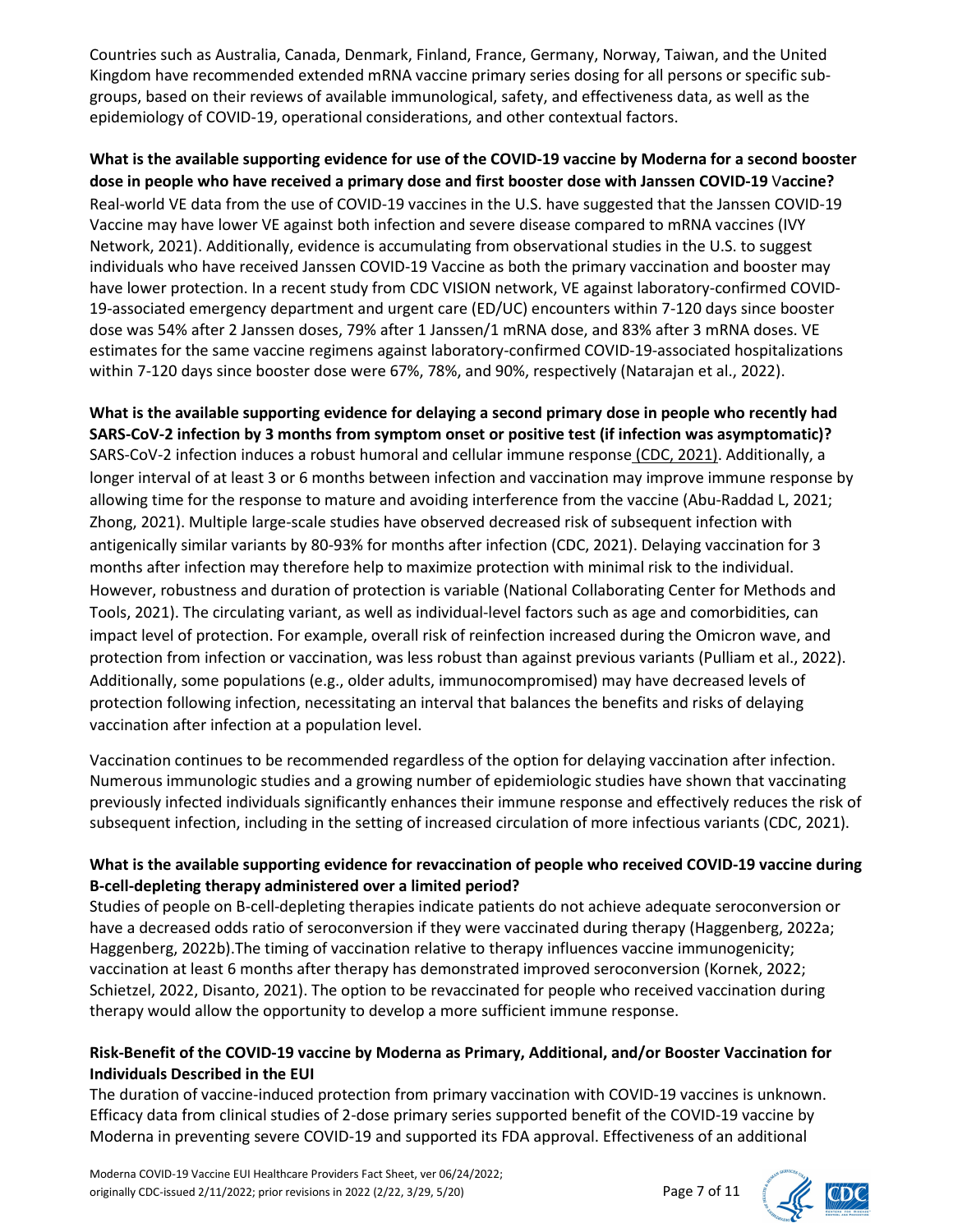Countries such as Australia, Canada, Denmark, Finland, France, Germany, Norway, Taiwan, and the United Kingdom have recommended extended mRNA vaccine primary series dosing for all persons or specific sub-groups, based on their reviews of available immunological, safety, and effectiveness data, as well as the epidemiology of COVID-19, operational considerations, and other contextual factors.

**What is the available supporting evidence for use of the COVID-19 vaccine by Moderna for a second booster dose in people who have received a primary dose and first booster dose with Janssen COVID-19 Vaccine?**

Real-world VE data from the use of COVID-19 vaccines in the U.S. have suggested that the Janssen COVID-19 Vaccine may have lower VE against both infection and severe disease compared to mRNA vaccines (IVY Network, 2021). Additionally, evidence is accumulating from observational studies in the U.S. to suggest individuals who have received Janssen COVID-19 Vaccine as both the primary vaccination and booster may have lower protection. In a recent study from CDC VISION network, VE against laboratory-confirmed COVID-19-associated emergency department and urgent care (ED/UC) encounters within 7-120 days since booster dose was 54% after 2 Janssen doses, 79% after 1 Janssen/1 mRNA dose, and 83% after 3 mRNA doses. VE estimates for the same vaccine regimens against laboratory-confirmed COVID-19-associated hospitalizations within 7-120 days since booster dose were 67%, 78%, and 90%, respectively (Natarajan et al., 2022).

**What is the available supporting evidence for delaying a second primary dose in people who recently had SARS-CoV-2 infection by 3 months from symptom onset or positive test (if infection was asymptomatic)?**

SARS-CoV-2 infection induces a robust humoral and cellular immune response (CDC, 2021). Additionally, a longer interval of at least 3 or 6 months between infection and vaccination may improve immune response by allowing time for the response to mature and avoiding interference from the vaccine (Abu-Raddad L, 2021; Zhong, 2021). Multiple large-scale studies have observed decreased risk of subsequent infection with antigenically similar variants by 80-93% for months after infection (CDC, 2021). Delaying vaccination for 3 months after infection may therefore help to maximize protection with minimal risk to the individual. However, robustness and duration of protection is variable (National Collaborating Center for Methods and Tools, 2021). The circulating variant, as well as individual-level factors such as age and comorbidities, can impact level of protection. For example, overall risk of reinfection increased during the Omicron wave, and protection from infection or vaccination, was less robust than against previous variants (Pulliam et al., 2022). Additionally, some populations (e.g., older adults, immunocompromised) may have decreased levels of protection following infection, necessitating an interval that balances the benefits and risks of delaying vaccination after infection at a population level.

Vaccination continues to be recommended regardless of the option for delaying vaccination after infection. Numerous immunologic studies and a growing number of epidemiologic studies have shown that vaccinating previously infected individuals significantly enhances their immune response and effectively reduces the risk of subsequent infection, including in the setting of increased circulation of more infectious variants (CDC, 2021).

**What is the available supporting evidence for revaccination of people who received COVID-19 vaccine during B-cell-depleting therapy administered over a limited period?**

Studies of people on B-cell-depleting therapies indicate patients do not achieve adequate seroconversion or have a decreased odds ratio of seroconversion if they were vaccinated during therapy (Haggenberg, 2022a; Haggenberg, 2022b).The timing of vaccination relative to therapy influences vaccine immunogenicity; vaccination at least 6 months after therapy has demonstrated improved seroconversion (Kornek, 2022; Schietzel, 2022, Disanto, 2021). The option to be revaccinated for people who received vaccination during therapy would allow the opportunity to develop a more sufficient immune response.

**Risk-Benefit of the COVID-19 vaccine by Moderna as Primary, Additional, and/or Booster Vaccination for Individuals Described in the EUI**

The duration of vaccine-induced protection from primary vaccination with COVID-19 vaccines is unknown. Efficacy data from clinical studies of 2-dose primary series supported benefit of the COVID-19 vaccine by Moderna in preventing severe COVID-19 and supported its FDA approval. Effectiveness of an additional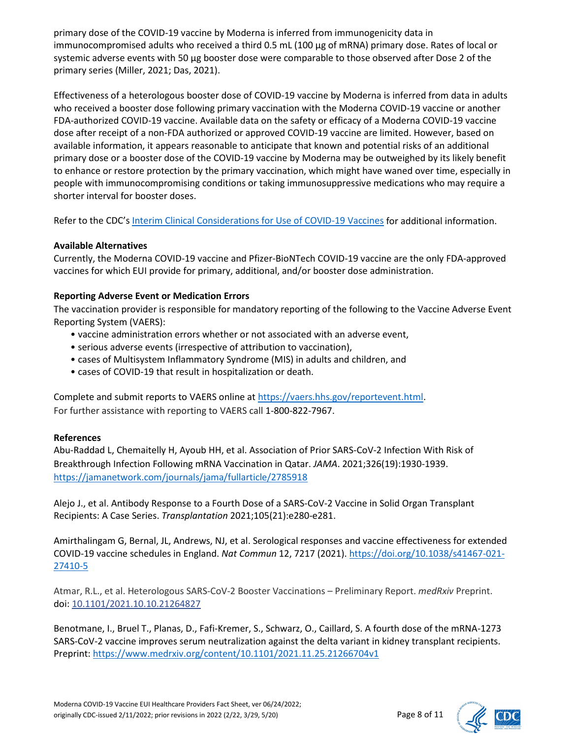primary dose of the COVID-19 vaccine by Moderna is inferred from immunogenicity data in immunocompromised adults who received a third 0.5 mL (100 µg of mRNA) primary dose. Rates of local or systemic adverse events with 50 µg booster dose were comparable to those observed after Dose 2 of the primary series (Miller, 2021; Das, 2021).

Effectiveness of a heterologous booster dose of COVID-19 vaccine by Moderna is inferred from data in adults who received a booster dose following primary vaccination with the Moderna COVID-19 vaccine or another FDA-authorized COVID-19 vaccine. Available data on the safety or efficacy of a Moderna COVID-19 vaccine dose after receipt of a non-FDA authorized or approved COVID-19 vaccine are limited. However, based on available information, it appears reasonable to anticipate that known and potential risks of an additional primary dose or a booster dose of the COVID-19 vaccine by Moderna may be outweighed by its likely benefit to enhance or restore protection by the primary vaccination, which might have waned over time, especially in people with immunocompromising conditions or taking immunosuppressive medications who may require a shorter interval for booster doses.

Refer to the CDC's [Interim Clinical Considerations for Use of COVID-19 Vaccines](Interim Clinical Considerations for Use of COVID-19 Vaccines) for additional information.

**Available Alternatives**

Currently, the Moderna COVID-19 vaccine and Pfizer-BioNTech COVID-19 vaccine are the only FDA-approved vaccines for which EUI provide for primary, additional, and/or booster dose administration.

**Reporting Adverse Event or Medication Errors**

The vaccination provider is responsible for mandatory reporting of the following to the Vaccine Adverse Event Reporting System (VAERS):

- vaccine administration errors whether or not associated with an adverse event,
- serious adverse events (irrespective of attribution to vaccination),
- cases of Multisystem Inflammatory Syndrome (MIS) in adults and children, and
- cases of COVID-19 that result in hospitalization or death.

Complete and submit reports to VAERS online at https://vaers.hhs.gov/reportevent.html.
For further assistance with reporting to VAERS call 1-800-822-7967.

**References**

Abu-Raddad L, Chemaitelly H, Ayoub HH, et al. Association of Prior SARS-CoV-2 Infection With Risk of Breakthrough Infection Following mRNA Vaccination in Qatar. *JAMA*. 2021;326(19):1930-1939. https://jamanetwork.com/journals/jama/fullarticle/2785918

Alejo J., et al. Antibody Response to a Fourth Dose of a SARS-CoV-2 Vaccine in Solid Organ Transplant Recipients: A Case Series. *Transplantation* 2021;105(21):e280-e281.

Amirthalingam G, Bernal, JL, Andrews, NJ, et al. Serological responses and vaccine effectiveness for extended COVID-19 vaccine schedules in England. *Nat Commun* 12, 7217 (2021). https://doi.org/10.1038/s41467-021-27410-5

Atmar, R.L., et al. Heterologous SARS-CoV-2 Booster Vaccinations – Preliminary Report. *medRxiv* Preprint. doi: 10.1101/2021.10.10.21264827

Benotmane, I., Bruel T., Planas, D., Fafi-Kremer, S., Schwarz, O., Caillard, S. A fourth dose of the mRNA-1273 SARS-CoV-2 vaccine improves serum neutralization against the delta variant in kidney transplant recipients. Preprint: https://www.medrxiv.org/content/10.1101/2021.11.25.21266704v1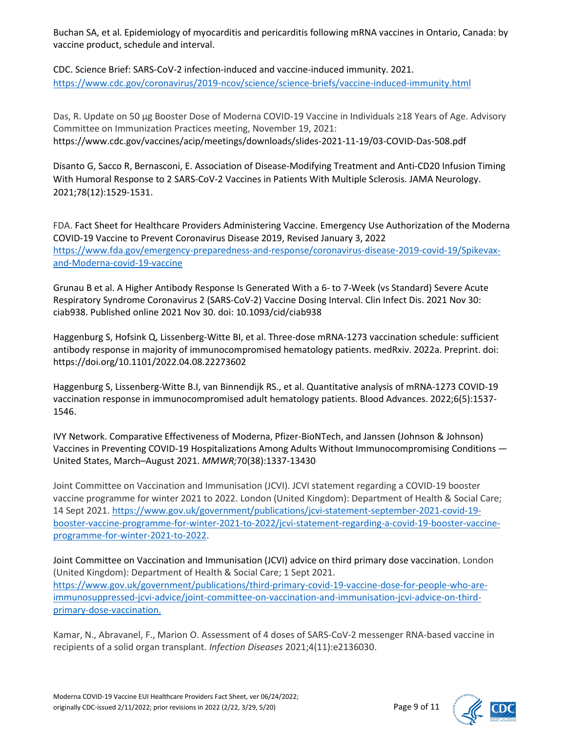Buchan SA, et al. Epidemiology of myocarditis and pericarditis following mRNA vaccines in Ontario, Canada: by vaccine product, schedule and interval.

CDC. Science Brief: SARS-CoV-2 infection-induced and vaccine-induced immunity. 2021. https://www.cdc.gov/coronavirus/2019-ncov/science/science-briefs/vaccine-induced-immunity.html

Das, R. Update on 50 µg Booster Dose of Moderna COVID-19 Vaccine in Individuals ≥18 Years of Age. Advisory Committee on Immunization Practices meeting, November 19, 2021: https://www.cdc.gov/vaccines/acip/meetings/downloads/slides-2021-11-19/03-COVID-Das-508.pdf

Disanto G, Sacco R, Bernasconi, E. Association of Disease-Modifying Treatment and Anti-CD20 Infusion Timing With Humoral Response to 2 SARS-CoV-2 Vaccines in Patients With Multiple Sclerosis. JAMA Neurology. 2021;78(12):1529-1531.

FDA. Fact Sheet for Healthcare Providers Administering Vaccine. Emergency Use Authorization of the Moderna COVID-19 Vaccine to Prevent Coronavirus Disease 2019, Revised January 3, 2022 https://www.fda.gov/emergency-preparedness-and-response/coronavirus-disease-2019-covid-19/Spikevax-and-Moderna-covid-19-vaccine

Grunau B et al. A Higher Antibody Response Is Generated With a 6- to 7-Week (vs Standard) Severe Acute Respiratory Syndrome Coronavirus 2 (SARS-CoV-2) Vaccine Dosing Interval. Clin Infect Dis. 2021 Nov 30: ciab938. Published online 2021 Nov 30. doi: 10.1093/cid/ciab938

Haggenburg S, Hofsink Q, Lissenberg-Witte BI, et al. Three-dose mRNA-1273 vaccination schedule: sufficient antibody response in majority of immunocompromised hematology patients. medRxiv. 2022a. Preprint. doi: https://doi.org/10.1101/2022.04.08.22273602

Haggenburg S, Lissenberg-Witte B.I, van Binnendijk RS., et al. Quantitative analysis of mRNA-1273 COVID-19 vaccination response in immunocompromised adult hematology patients. Blood Advances. 2022;6(5):1537-1546.

IVY Network. Comparative Effectiveness of Moderna, Pfizer-BioNTech, and Janssen (Johnson & Johnson) Vaccines in Preventing COVID-19 Hospitalizations Among Adults Without Immunocompromising Conditions — United States, March–August 2021. *MMWR;*70(38):1337-13430

Joint Committee on Vaccination and Immunisation (JCVI). JCVI statement regarding a COVID-19 booster vaccine programme for winter 2021 to 2022. London (United Kingdom): Department of Health & Social Care; 14 Sept 2021. https://www.gov.uk/government/publications/jcvi-statement-september-2021-covid-19-booster-vaccine-programme-for-winter-2021-to-2022/jcvi-statement-regarding-a-covid-19-booster-vaccine-programme-for-winter-2021-to-2022.

Joint Committee on Vaccination and Immunisation (JCVI) advice on third primary dose vaccination. London (United Kingdom): Department of Health & Social Care; 1 Sept 2021. https://www.gov.uk/government/publications/third-primary-covid-19-vaccine-dose-for-people-who-are-immunosuppressed-jcvi-advice/joint-committee-on-vaccination-and-immunisation-jcvi-advice-on-third-primary-dose-vaccination.

Kamar, N., Abravanel, F., Marion O. Assessment of 4 doses of SARS-CoV-2 messenger RNA-based vaccine in recipients of a solid organ transplant. *Infection Diseases* 2021;4(11):e2136030.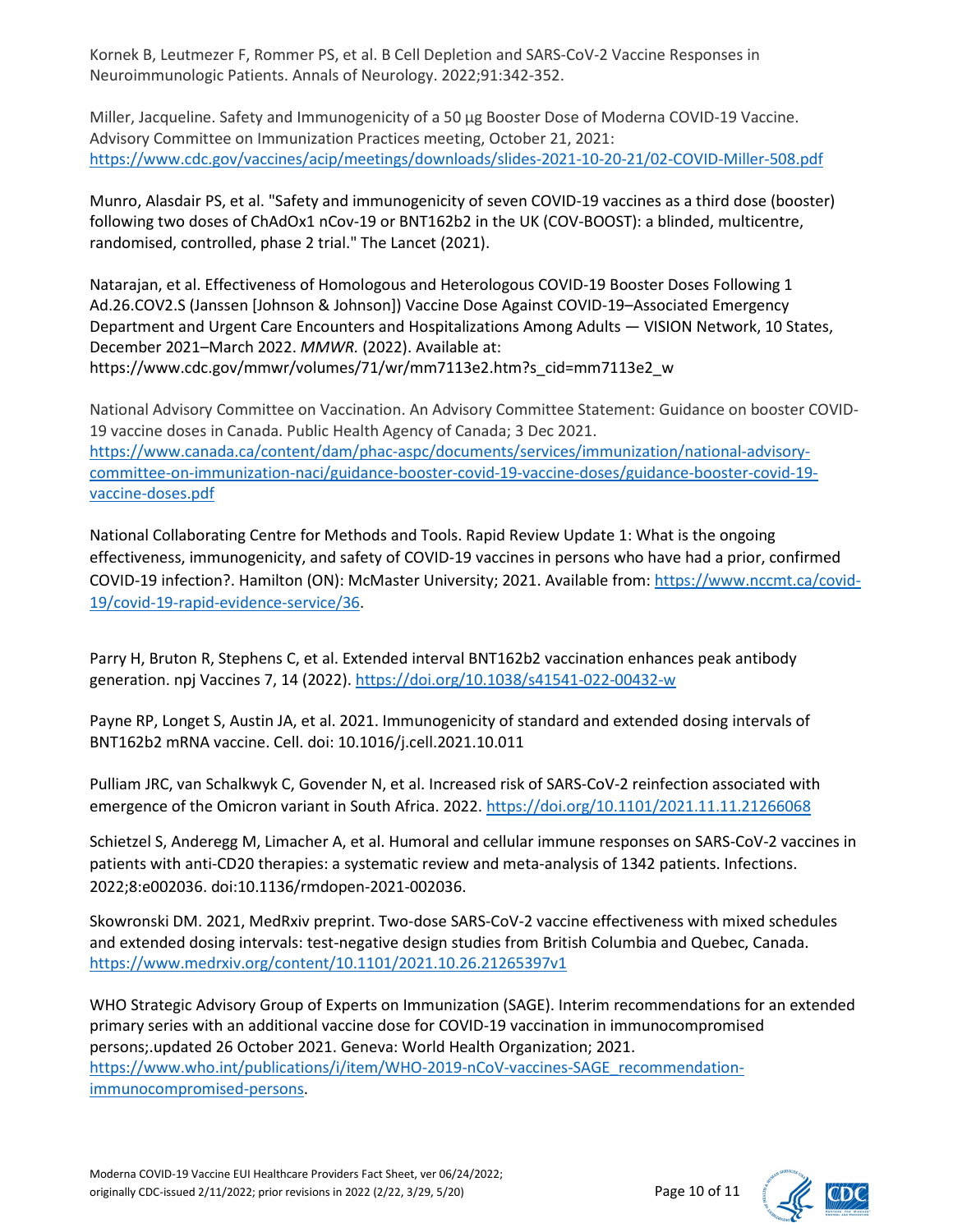Kornek B, Leutmezer F, Rommer PS, et al. B Cell Depletion and SARS-CoV-2 Vaccine Responses in Neuroimmunologic Patients. Annals of Neurology. 2022;91:342-352.

Miller, Jacqueline. Safety and Immunogenicity of a 50 µg Booster Dose of Moderna COVID-19 Vaccine. Advisory Committee on Immunization Practices meeting, October 21, 2021: https://www.cdc.gov/vaccines/acip/meetings/downloads/slides-2021-10-20-21/02-COVID-Miller-508.pdf

Munro, Alasdair PS, et al. "Safety and immunogenicity of seven COVID-19 vaccines as a third dose (booster) following two doses of ChAdOx1 nCov-19 or BNT162b2 in the UK (COV-BOOST): a blinded, multicentre, randomised, controlled, phase 2 trial." The Lancet (2021).

Natarajan, et al. Effectiveness of Homologous and Heterologous COVID-19 Booster Doses Following 1 Ad.26.COV2.S (Janssen [Johnson & Johnson]) Vaccine Dose Against COVID-19–Associated Emergency Department and Urgent Care Encounters and Hospitalizations Among Adults — VISION Network, 10 States, December 2021–March 2022. *MMWR.* (2022). Available at: https://www.cdc.gov/mmwr/volumes/71/wr/mm7113e2.htm?s_cid=mm7113e2_w

National Advisory Committee on Vaccination. An Advisory Committee Statement: Guidance on booster COVID-19 vaccine doses in Canada. Public Health Agency of Canada; 3 Dec 2021. https://www.canada.ca/content/dam/phac-aspc/documents/services/immunization/national-advisory-committee-on-immunization-naci/guidance-booster-covid-19-vaccine-doses/guidance-booster-covid-19-vaccine-doses.pdf

National Collaborating Centre for Methods and Tools. Rapid Review Update 1: What is the ongoing effectiveness, immunogenicity, and safety of COVID-19 vaccines in persons who have had a prior, confirmed COVID-19 infection?. Hamilton (ON): McMaster University; 2021. Available from: https://www.nccmt.ca/covid-19/covid-19-rapid-evidence-service/36.

Parry H, Bruton R, Stephens C, et al. Extended interval BNT162b2 vaccination enhances peak antibody generation. npj Vaccines 7, 14 (2022). https://doi.org/10.1038/s41541-022-00432-w

Payne RP, Longet S, Austin JA, et al. 2021. Immunogenicity of standard and extended dosing intervals of BNT162b2 mRNA vaccine. Cell. doi: 10.1016/j.cell.2021.10.011

Pulliam JRC, van Schalkwyk C, Govender N, et al. Increased risk of SARS-CoV-2 reinfection associated with emergence of the Omicron variant in South Africa. 2022. https://doi.org/10.1101/2021.11.11.21266068

Schietzel S, Anderegg M, Limacher A, et al. Humoral and cellular immune responses on SARS-CoV-2 vaccines in patients with anti-CD20 therapies: a systematic review and meta-analysis of 1342 patients. Infections. 2022;8:e002036. doi:10.1136/rmdopen-2021-002036.

Skowronski DM. 2021, MedRxiv preprint. Two-dose SARS-CoV-2 vaccine effectiveness with mixed schedules and extended dosing intervals: test-negative design studies from British Columbia and Quebec, Canada. https://www.medrxiv.org/content/10.1101/2021.10.26.21265397v1

WHO Strategic Advisory Group of Experts on Immunization (SAGE). Interim recommendations for an extended primary series with an additional vaccine dose for COVID-19 vaccination in immunocompromised persons;.updated 26 October 2021. Geneva: World Health Organization; 2021. https://www.who.int/publications/i/item/WHO-2019-nCoV-vaccines-SAGE_recommendation-immunocompromised-persons.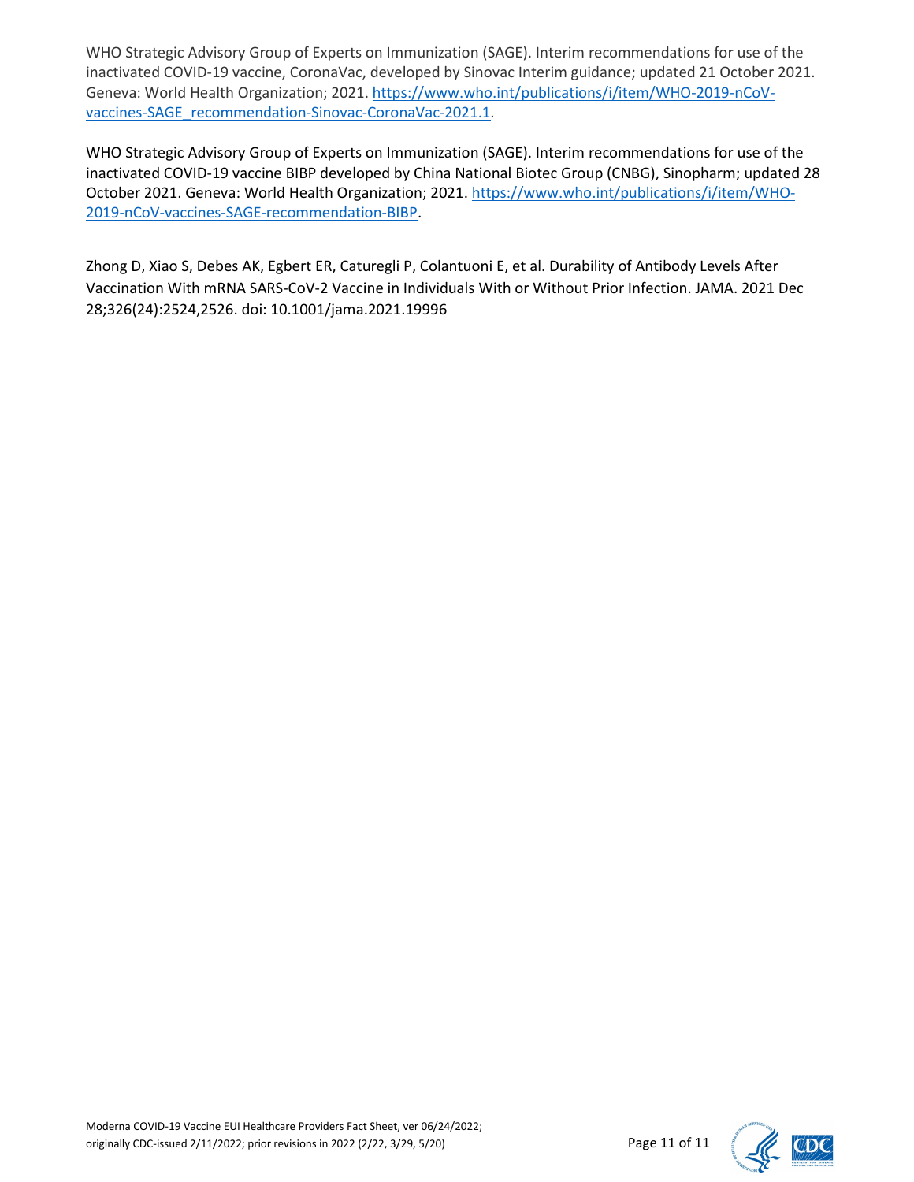WHO Strategic Advisory Group of Experts on Immunization (SAGE). Interim recommendations for use of the inactivated COVID-19 vaccine, CoronaVac, developed by Sinovac Interim guidance; updated 21 October 2021. Geneva: World Health Organization; 2021. https://www.who.int/publications/i/item/WHO-2019-nCoV-vaccines-SAGE_recommendation-Sinovac-CoronaVac-2021.1.

WHO Strategic Advisory Group of Experts on Immunization (SAGE). Interim recommendations for use of the inactivated COVID-19 vaccine BIBP developed by China National Biotec Group (CNBG), Sinopharm; updated 28 October 2021. Geneva: World Health Organization; 2021. https://www.who.int/publications/i/item/WHO-2019-nCoV-vaccines-SAGE-recommendation-BIBP.

Zhong D, Xiao S, Debes AK, Egbert ER, Caturegli P, Colantuoni E, et al. Durability of Antibody Levels After Vaccination With mRNA SARS-CoV-2 Vaccine in Individuals With or Without Prior Infection. JAMA. 2021 Dec 28;326(24):2524,2526. doi: 10.1001/jama.2021.19996